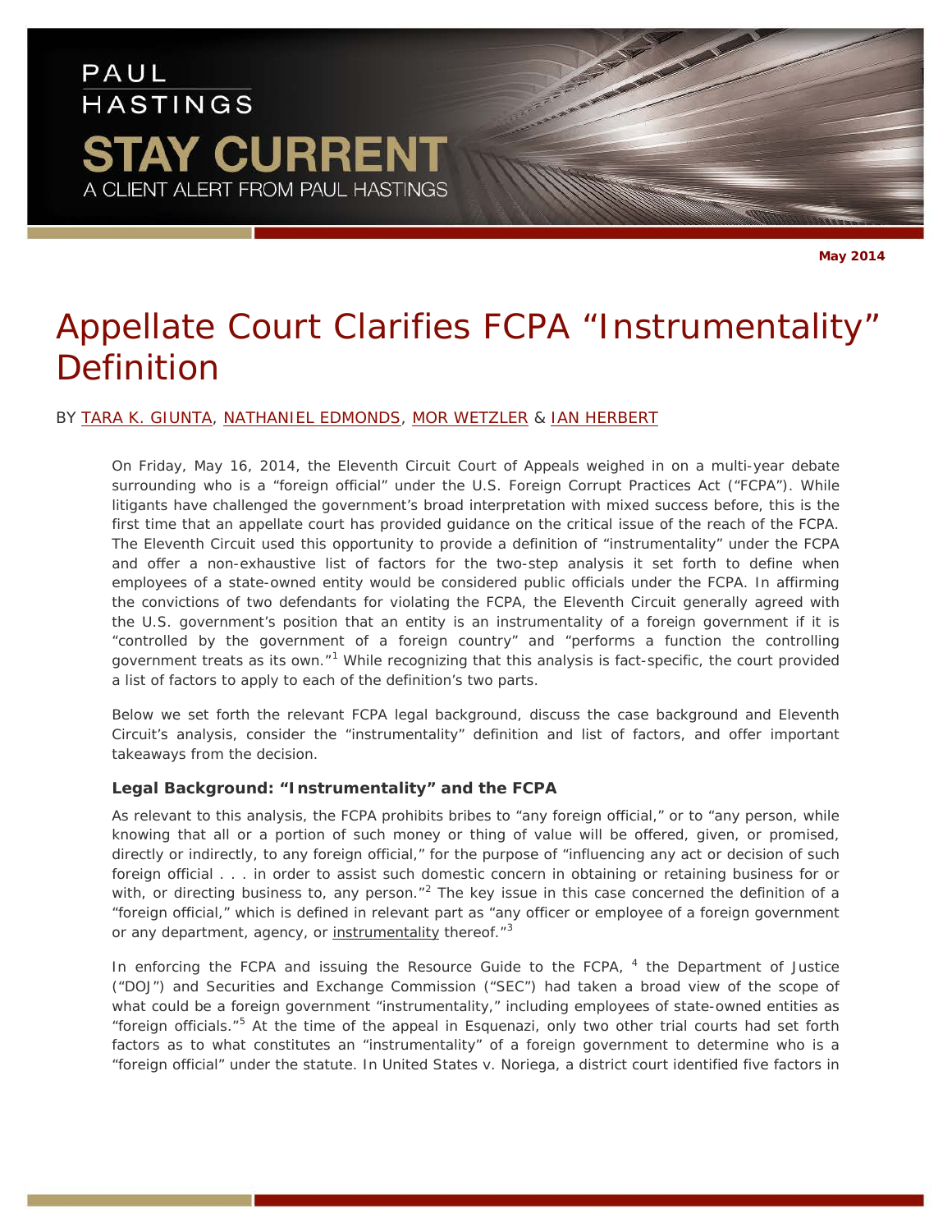PAUL HASTINGS

STAY CURRENT

A CLIENT ALERT FROM PAUL HASTINGS

May 2014

# Appellate Court Clarifies FCPA "Instrumentality" Definition

BY TARA K. GIUNTA, NATHANIEL EDMONDS, MOR WETZLER & IAN HERBERT

On Friday, May 16, 2014, the Eleventh Circuit Court of Appeals weighed in on a multi-year debate surrounding who is a "foreign official" under the U.S. Foreign Corrupt Practices Act ("FCPA"). While litigants have challenged the government's broad interpretation with mixed success before, this is the first time that an appellate court has provided guidance on the critical issue of the reach of the FCPA. The Eleventh Circuit used this opportunity to provide a definition of "instrumentality" under the FCPA and offer a non-exhaustive list of factors for the two-step analysis it set forth to define when employees of a state-owned entity would be considered public officials under the FCPA. In affirming the convictions of two defendants for violating the FCPA, the Eleventh Circuit generally agreed with the U.S. government's position that an entity is an instrumentality of a foreign government if it is "controlled by the government of a foreign country" and "performs a function the controlling government treats as its own."[1] While recognizing that this analysis is fact-specific, the court provided a list of factors to apply to each of the definition's two parts.

Below we set forth the relevant FCPA legal background, discuss the case background and Eleventh Circuit's analysis, consider the "instrumentality" definition and list of factors, and offer important takeaways from the decision.

### Legal Background: "Instrumentality" and the FCPA

As relevant to this analysis, the FCPA prohibits bribes to "any foreign official," or to "any person, while knowing that all or a portion of such money or thing of value will be offered, given, or promised, directly or indirectly, to any foreign official," for the purpose of "influencing any act or decision of such foreign official . . . in order to assist such domestic concern in obtaining or retaining business for or with, or directing business to, any person."[2] The key issue in this case concerned the definition of a "foreign official," which is defined in relevant part as "any officer or employee of a foreign government or any department, agency, or instrumentality thereof."[3]

In enforcing the FCPA and issuing the Resource Guide to the FCPA,[4] the Department of Justice ("DOJ") and Securities and Exchange Commission ("SEC") had taken a broad view of the scope of what could be a foreign government "instrumentality," including employees of state-owned entities as "foreign officials."[5] At the time of the appeal in Esquenazi, only two other trial courts had set forth factors as to what constitutes an "instrumentality" of a foreign government to determine who is a "foreign official" under the statute. In United States v. Noriega, a district court identified five factors in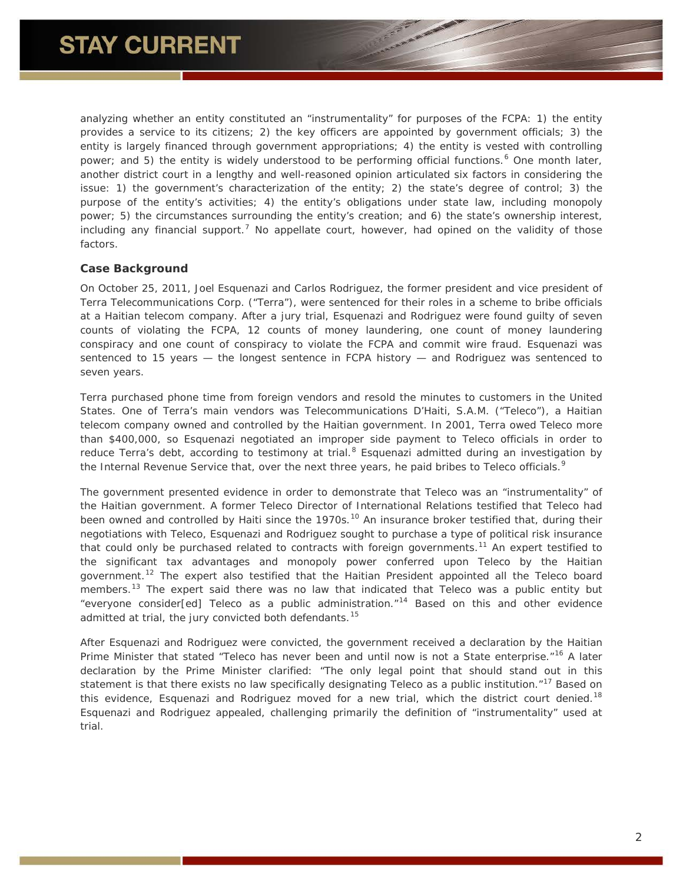analyzing whether an entity constituted an "instrumentality" for purposes of the FCPA: 1) the entity provides a service to its citizens; 2) the key officers are appointed by government officials; 3) the entity is largely financed through government appropriations; 4) the entity is vested with controlling power; and 5) the entity is widely understood to be performing official functions.[6] One month later, another district court in a lengthy and well-reasoned opinion articulated six factors in considering the issue: 1) the government's characterization of the entity; 2) the state's degree of control; 3) the purpose of the entity's activities; 4) the entity's obligations under state law, including monopoly power; 5) the circumstances surrounding the entity's creation; and 6) the state's ownership interest, including any financial support.[7] No appellate court, however, had opined on the validity of those factors.

### Case Background

On October 25, 2011, Joel Esquenazi and Carlos Rodriguez, the former president and vice president of Terra Telecommunications Corp. ("Terra"), were sentenced for their roles in a scheme to bribe officials at a Haitian telecom company. After a jury trial, Esquenazi and Rodriguez were found guilty of seven counts of violating the FCPA, 12 counts of money laundering, one count of money laundering conspiracy and one count of conspiracy to violate the FCPA and commit wire fraud. Esquenazi was sentenced to 15 years — the longest sentence in FCPA history — and Rodriguez was sentenced to seven years.

Terra purchased phone time from foreign vendors and resold the minutes to customers in the United States. One of Terra's main vendors was Telecommunications D'Haiti, S.A.M. ("Teleco"), a Haitian telecom company owned and controlled by the Haitian government. In 2001, Terra owed Teleco more than $400,000, so Esquenazi negotiated an improper side payment to Teleco officials in order to reduce Terra's debt, according to testimony at trial.[8] Esquenazi admitted during an investigation by the Internal Revenue Service that, over the next three years, he paid bribes to Teleco officials.[9]

The government presented evidence in order to demonstrate that Teleco was an "instrumentality" of the Haitian government. A former Teleco Director of International Relations testified that Teleco had been owned and controlled by Haiti since the 1970s.[10] An insurance broker testified that, during their negotiations with Teleco, Esquenazi and Rodriguez sought to purchase a type of political risk insurance that could only be purchased related to contracts with foreign governments.[11] An expert testified to the significant tax advantages and monopoly power conferred upon Teleco by the Haitian government.[12] The expert also testified that the Haitian President appointed all the Teleco board members.[13] The expert said there was no law that indicated that Teleco was a public entity but "everyone consider[ed] Teleco as a public administration."[14] Based on this and other evidence admitted at trial, the jury convicted both defendants.[15]

After Esquenazi and Rodriguez were convicted, the government received a declaration by the Haitian Prime Minister that stated "Teleco has never been and until now is not a State enterprise."[16] A later declaration by the Prime Minister clarified: "The only legal point that should stand out in this statement is that there exists no law specifically designating Teleco as a public institution."[17] Based on this evidence, Esquenazi and Rodriguez moved for a new trial, which the district court denied.[18] Esquenazi and Rodriguez appealed, challenging primarily the definition of "instrumentality" used at trial.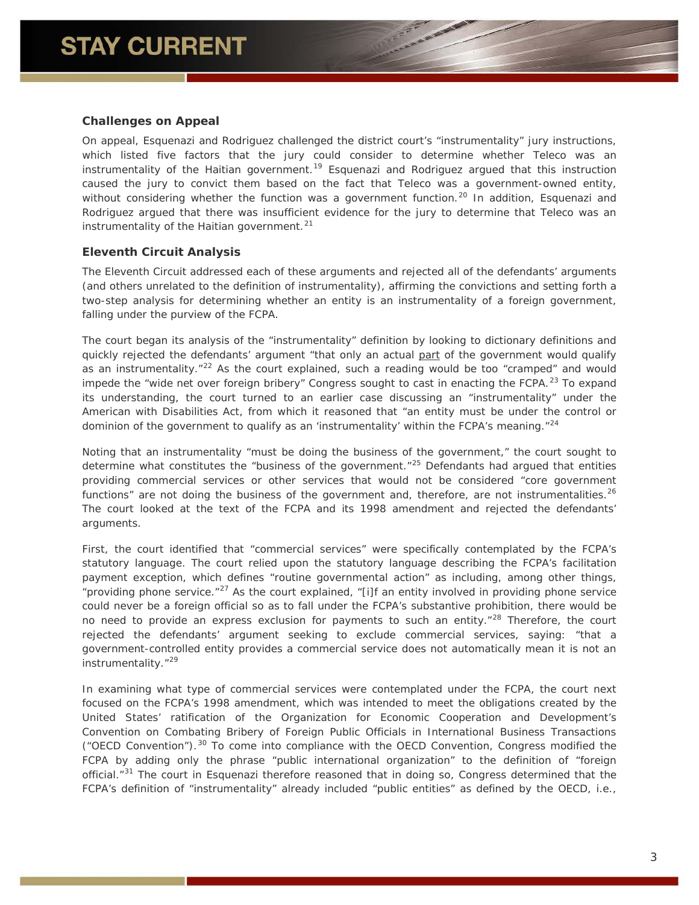### Challenges on Appeal

On appeal, Esquenazi and Rodriguez challenged the district court's "instrumentality" jury instructions, which listed five factors that the jury could consider to determine whether Teleco was an instrumentality of the Haitian government.[19] Esquenazi and Rodriguez argued that this instruction caused the jury to convict them based on the fact that Teleco was a government-owned entity, without considering whether the function was a government function.[20] In addition, Esquenazi and Rodriguez argued that there was insufficient evidence for the jury to determine that Teleco was an instrumentality of the Haitian government.[21]

### Eleventh Circuit Analysis

The Eleventh Circuit addressed each of these arguments and rejected all of the defendants' arguments (and others unrelated to the definition of instrumentality), affirming the convictions and setting forth a two-step analysis for determining whether an entity is an instrumentality of a foreign government, falling under the purview of the FCPA.

The court began its analysis of the "instrumentality" definition by looking to dictionary definitions and quickly rejected the defendants' argument "that only an actual <u>part</u> of the government would qualify as an instrumentality."[22] As the court explained, such a reading would be too "cramped" and would impede the "wide net over foreign bribery" Congress sought to cast in enacting the FCPA.[23] To expand its understanding, the court turned to an earlier case discussing an "instrumentality" under the American with Disabilities Act, from which it reasoned that "an entity must be under the control or dominion of the government to qualify as an 'instrumentality' within the FCPA's meaning."[24]

Noting that an instrumentality "must be doing the business of the government," the court sought to determine what constitutes the "business of the government."[25] Defendants had argued that entities providing commercial services or other services that would not be considered "core government functions" are not doing the business of the government and, therefore, are not instrumentalities.[26] The court looked at the text of the FCPA and its 1998 amendment and rejected the defendants' arguments.

First, the court identified that "commercial services" were specifically contemplated by the FCPA's statutory language. The court relied upon the statutory language describing the FCPA's facilitation payment exception, which defines "routine governmental action" as including, among other things, "providing phone service."[27] As the court explained, "[i]f an entity involved in providing phone service could never be a foreign official so as to fall under the FCPA's substantive prohibition, there would be no need to provide an express exclusion for payments to such an entity."[28] Therefore, the court rejected the defendants' argument seeking to exclude commercial services, saying: "that a government-controlled entity provides a commercial service does not automatically mean it is not an instrumentality."[29]

In examining what type of commercial services were contemplated under the FCPA, the court next focused on the FCPA's 1998 amendment, which was intended to meet the obligations created by the United States' ratification of the Organization for Economic Cooperation and Development's Convention on Combating Bribery of Foreign Public Officials in International Business Transactions ("OECD Convention").[30] To come into compliance with the OECD Convention, Congress modified the FCPA by adding only the phrase "public international organization" to the definition of "foreign official."[31] The court in Esquenazi therefore reasoned that in doing so, Congress determined that the FCPA's definition of "instrumentality" already included "public entities" as defined by the OECD, i.e.,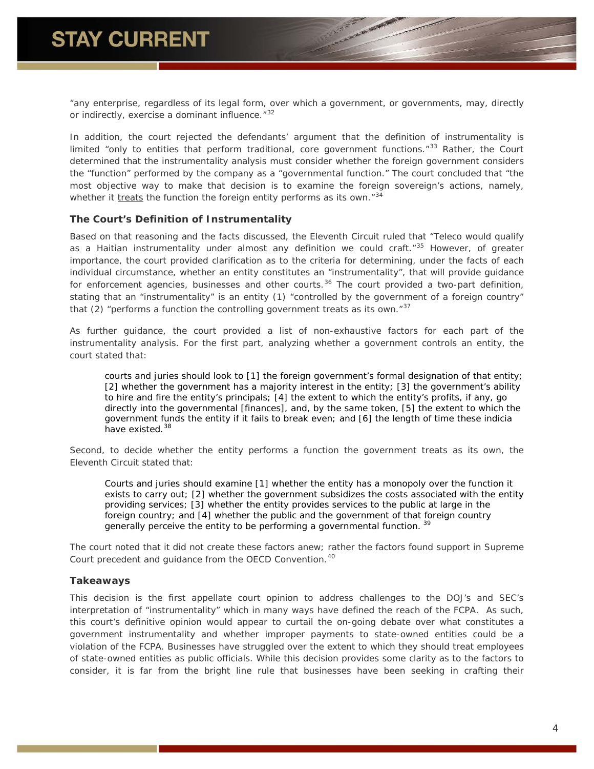"any enterprise, regardless of its legal form, over which a government, or governments, may, directly or indirectly, exercise a dominant influence."[32]

In addition, the court rejected the defendants' argument that the definition of instrumentality is limited "only to entities that perform traditional, core government functions."[33] Rather, the Court determined that the instrumentality analysis must consider whether the foreign government considers the "function" performed by the company as a "governmental function." The court concluded that "the most objective way to make that decision is to examine the foreign sovereign's actions, namely, whether it <u>treats</u> the function the foreign entity performs as its own."[34]

### The Court's Definition of Instrumentality

Based on that reasoning and the facts discussed, the Eleventh Circuit ruled that "Teleco would qualify as a Haitian instrumentality under almost any definition we could craft."[35] However, of greater importance, the court provided clarification as to the criteria for determining, under the facts of each individual circumstance, whether an entity constitutes an "instrumentality", that will provide guidance for enforcement agencies, businesses and other courts.[36] The court provided a two-part definition, stating that an "instrumentality" is an entity (1) "controlled by the government of a foreign country" that (2) "performs a function the controlling government treats as its own."[37]

As further guidance, the court provided a list of non-exhaustive factors for each part of the instrumentality analysis. For the first part, analyzing whether a government controls an entity, the court stated that:

> courts and juries should look to [1] the foreign government's formal designation of that entity; [2] whether the government has a majority interest in the entity; [3] the government's ability to hire and fire the entity's principals; [4] the extent to which the entity's profits, if any, go directly into the governmental [finances], and, by the same token, [5] the extent to which the government funds the entity if it fails to break even; and [6] the length of time these indicia have existed.[38]

Second, to decide whether the entity performs a function the government treats as its own, the Eleventh Circuit stated that:

> Courts and juries should examine [1] whether the entity has a monopoly over the function it exists to carry out; [2] whether the government subsidizes the costs associated with the entity providing services; [3] whether the entity provides services to the public at large in the foreign country; and [4] whether the public and the government of that foreign country generally perceive the entity to be performing a governmental function.[39]

The court noted that it did not create these factors anew; rather the factors found support in Supreme Court precedent and guidance from the OECD Convention.[40]

### Takeaways

This decision is the first appellate court opinion to address challenges to the DOJ's and SEC's interpretation of "instrumentality" which in many ways have defined the reach of the FCPA. As such, this court's definitive opinion would appear to curtail the on-going debate over what constitutes a government instrumentality and whether improper payments to state-owned entities could be a violation of the FCPA. Businesses have struggled over the extent to which they should treat employees of state-owned entities as public officials. While this decision provides some clarity as to the factors to consider, it is far from the bright line rule that businesses have been seeking in crafting their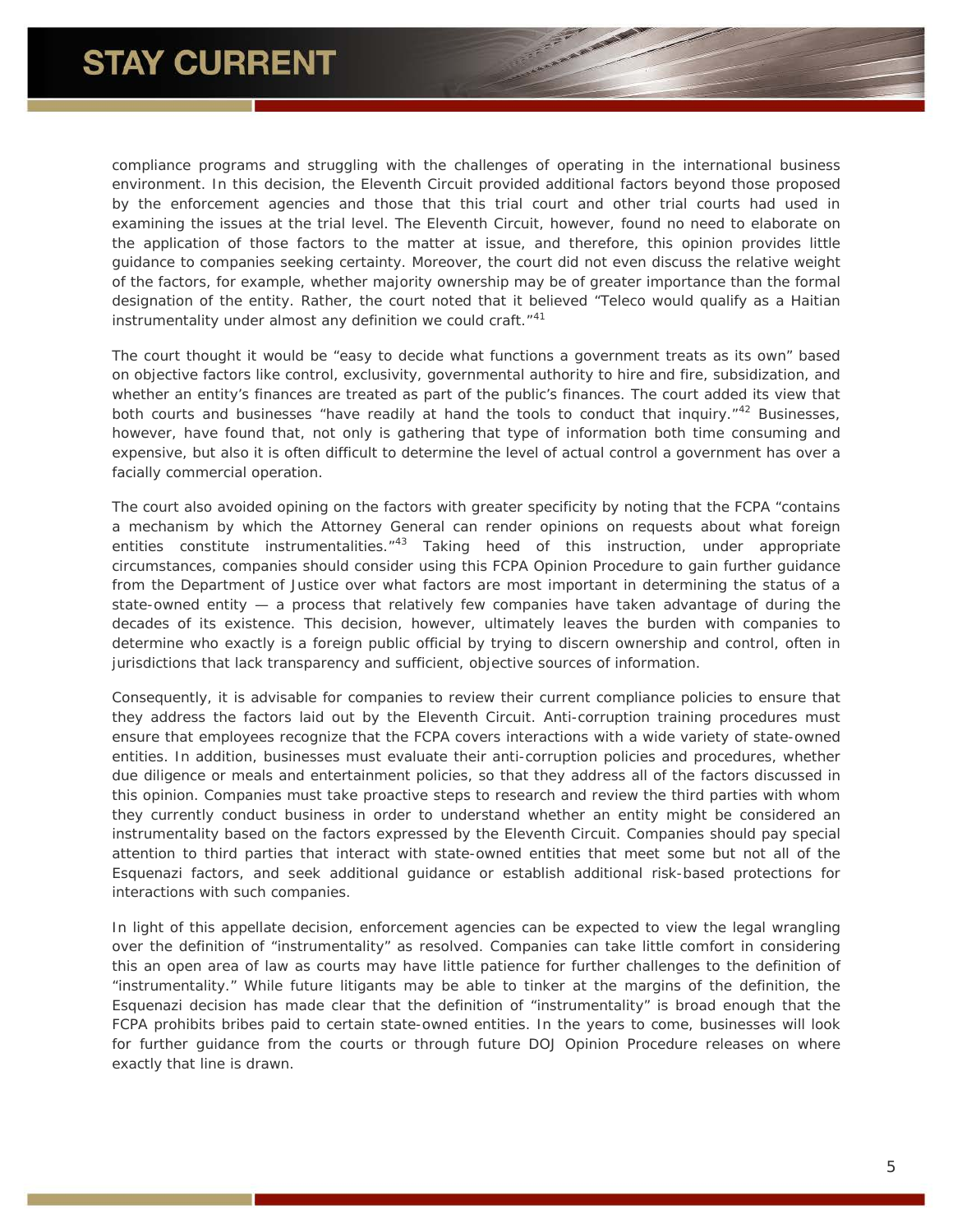compliance programs and struggling with the challenges of operating in the international business environment. In this decision, the Eleventh Circuit provided additional factors beyond those proposed by the enforcement agencies and those that this trial court and other trial courts had used in examining the issues at the trial level. The Eleventh Circuit, however, found no need to elaborate on the application of those factors to the matter at issue, and therefore, this opinion provides little guidance to companies seeking certainty. Moreover, the court did not even discuss the relative weight of the factors, for example, whether majority ownership may be of greater importance than the formal designation of the entity. Rather, the court noted that it believed "Teleco would qualify as a Haitian instrumentality under almost any definition we could craft."[41]

The court thought it would be "easy to decide what functions a government treats as its own" based on objective factors like control, exclusivity, governmental authority to hire and fire, subsidization, and whether an entity's finances are treated as part of the public's finances. The court added its view that both courts and businesses "have readily at hand the tools to conduct that inquiry."[42] Businesses, however, have found that, not only is gathering that type of information both time consuming and expensive, but also it is often difficult to determine the level of actual control a government has over a facially commercial operation.

The court also avoided opining on the factors with greater specificity by noting that the FCPA "contains a mechanism by which the Attorney General can render opinions on requests about what foreign entities constitute instrumentalities."[43] Taking heed of this instruction, under appropriate circumstances, companies should consider using this FCPA Opinion Procedure to gain further guidance from the Department of Justice over what factors are most important in determining the status of a state-owned entity — a process that relatively few companies have taken advantage of during the decades of its existence. This decision, however, ultimately leaves the burden with companies to determine who exactly is a foreign public official by trying to discern ownership and control, often in jurisdictions that lack transparency and sufficient, objective sources of information.

Consequently, it is advisable for companies to review their current compliance policies to ensure that they address the factors laid out by the Eleventh Circuit. Anti-corruption training procedures must ensure that employees recognize that the FCPA covers interactions with a wide variety of state-owned entities. In addition, businesses must evaluate their anti-corruption policies and procedures, whether due diligence or meals and entertainment policies, so that they address all of the factors discussed in this opinion. Companies must take proactive steps to research and review the third parties with whom they currently conduct business in order to understand whether an entity might be considered an instrumentality based on the factors expressed by the Eleventh Circuit. Companies should pay special attention to third parties that interact with state-owned entities that meet some but not all of the Esquenazi factors, and seek additional guidance or establish additional risk-based protections for interactions with such companies.

In light of this appellate decision, enforcement agencies can be expected to view the legal wrangling over the definition of "instrumentality" as resolved. Companies can take little comfort in considering this an open area of law as courts may have little patience for further challenges to the definition of "instrumentality." While future litigants may be able to tinker at the margins of the definition, the Esquenazi decision has made clear that the definition of "instrumentality" is broad enough that the FCPA prohibits bribes paid to certain state-owned entities. In the years to come, businesses will look for further guidance from the courts or through future DOJ Opinion Procedure releases on where exactly that line is drawn.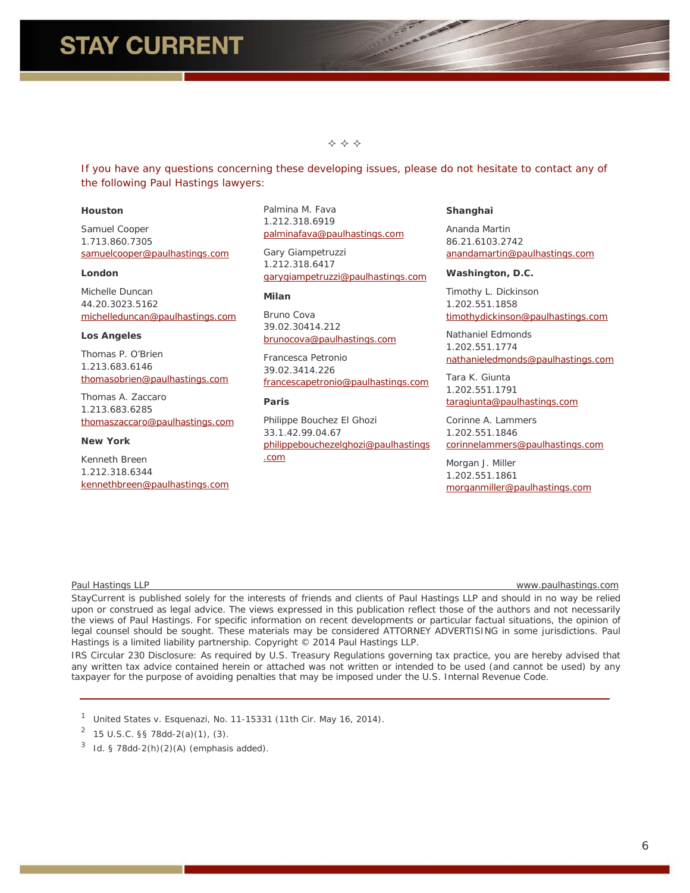✧ ✧ ✧

If you have any questions concerning these developing issues, please do not hesitate to contact any of the following Paul Hastings lawyers:

**Houston**

Samuel Cooper
1.713.860.7305
samuelcooper@paulhastings.com

**London**

Michelle Duncan
44.20.3023.5162
michelleduncan@paulhastings.com

**Los Angeles**

Thomas P. O'Brien
1.213.683.6146
thomasobrien@paulhastings.com

Thomas A. Zaccaro
1.213.683.6285
thomaszaccaro@paulhastings.com

**New York**

Kenneth Breen
1.212.318.6344
kennethbreen@paulhastings.com

Palmina M. Fava
1.212.318.6919
palminafava@paulhastings.com

Gary Giampetruzzi
1.212.318.6417
garygiampetruzzi@paulhastings.com

**Milan**

Bruno Cova
39.02.30414.212
brunocova@paulhastings.com

Francesca Petronio
39.02.3414.226
francescapetronio@paulhastings.com

**Paris**

Philippe Bouchez El Ghozi
33.1.42.99.04.67
philippebouchezelghozi@paulhastings.com

**Shanghai**

Ananda Martin
86.21.6103.2742
anandamartin@paulhastings.com

**Washington, D.C.**

Timothy L. Dickinson
1.202.551.1858
timothydickinson@paulhastings.com

Nathaniel Edmonds
1.202.551.1774
nathanieledmonds@paulhastings.com

Tara K. Giunta
1.202.551.1791
taragiunta@paulhastings.com

Corinne A. Lammers
1.202.551.1846
corinnelammers@paulhastings.com

Morgan J. Miller
1.202.551.1861
morganmiller@paulhastings.com

Paul Hastings LLP — www.paulhastings.com

StayCurrent is published solely for the interests of friends and clients of Paul Hastings LLP and should in no way be relied upon or construed as legal advice. The views expressed in this publication reflect those of the authors and not necessarily the views of Paul Hastings. For specific information on recent developments or particular factual situations, the opinion of legal counsel should be sought. These materials may be considered ATTORNEY ADVERTISING in some jurisdictions. Paul Hastings is a limited liability partnership. Copyright © 2014 Paul Hastings LLP.

IRS Circular 230 Disclosure: As required by U.S. Treasury Regulations governing tax practice, you are hereby advised that any written tax advice contained herein or attached was not written or intended to be used (and cannot be used) by any taxpayer for the purpose of avoiding penalties that may be imposed under the U.S. Internal Revenue Code.

---

[1] United States v. Esquenazi, No. 11-15331 (11th Cir. May 16, 2014).

[2] 15 U.S.C. §§ 78dd-2(a)(1), (3).

[3] Id. § 78dd-2(h)(2)(A) (emphasis added).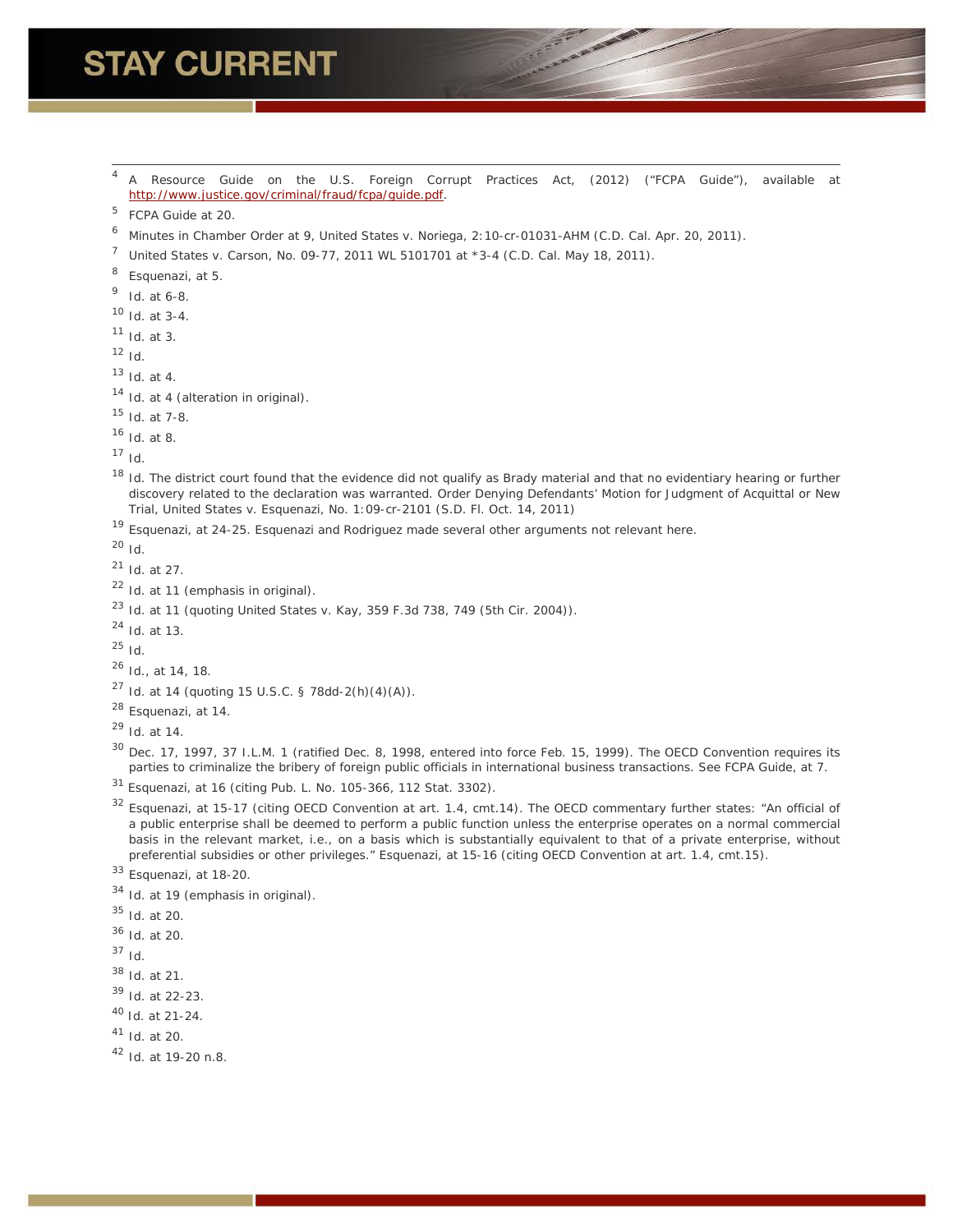[4] A Resource Guide on the U.S. Foreign Corrupt Practices Act, (2012) ("FCPA Guide"), available at http://www.justice.gov/criminal/fraud/fcpa/guide.pdf.

[5] FCPA Guide at 20.

[6] Minutes in Chamber Order at 9, United States v. Noriega, 2:10-cr-01031-AHM (C.D. Cal. Apr. 20, 2011).

[7] United States v. Carson, No. 09-77, 2011 WL 5101701 at *3-4 (C.D. Cal. May 18, 2011).

[8] Esquenazi, at 5.

[9] Id. at 6-8.

[10] Id. at 3-4.

[11] Id. at 3.

[12] Id.

[13] Id. at 4.

[14] Id. at 4 (alteration in original).

[15] Id. at 7-8.

[16] Id. at 8.

[17] Id.

[18] Id. The district court found that the evidence did not qualify as Brady material and that no evidentiary hearing or further discovery related to the declaration was warranted. Order Denying Defendants' Motion for Judgment of Acquittal or New Trial, United States v. Esquenazi, No. 1:09-cr-2101 (S.D. Fl. Oct. 14, 2011)

[19] Esquenazi, at 24-25. Esquenazi and Rodriguez made several other arguments not relevant here.

[20] Id.

[21] Id. at 27.

[22] Id. at 11 (emphasis in original).

[23] Id. at 11 (quoting United States v. Kay, 359 F.3d 738, 749 (5th Cir. 2004)).

[24] Id. at 13.

[25] Id.

[26] Id., at 14, 18.

[27] Id. at 14 (quoting 15 U.S.C. § 78dd-2(h)(4)(A)).

[28] Esquenazi, at 14.

[29] Id. at 14.

[30] Dec. 17, 1997, 37 I.L.M. 1 (ratified Dec. 8, 1998, entered into force Feb. 15, 1999). The OECD Convention requires its parties to criminalize the bribery of foreign public officials in international business transactions. See FCPA Guide, at 7.

[31] Esquenazi, at 16 (citing Pub. L. No. 105-366, 112 Stat. 3302).

[32] Esquenazi, at 15-17 (citing OECD Convention at art. 1.4, cmt.14). The OECD commentary further states: "An official of a public enterprise shall be deemed to perform a public function unless the enterprise operates on a normal commercial basis in the relevant market, i.e., on a basis which is substantially equivalent to that of a private enterprise, without preferential subsidies or other privileges." Esquenazi, at 15-16 (citing OECD Convention at art. 1.4, cmt.15).

[33] Esquenazi, at 18-20.

[34] Id. at 19 (emphasis in original).

[35] Id. at 20.

[36] Id. at 20.

[37] Id.

[38] Id. at 21.

[39] Id. at 22-23.

[40] Id. at 21-24.

[41] Id. at 20.

[42] Id. at 19-20 n.8.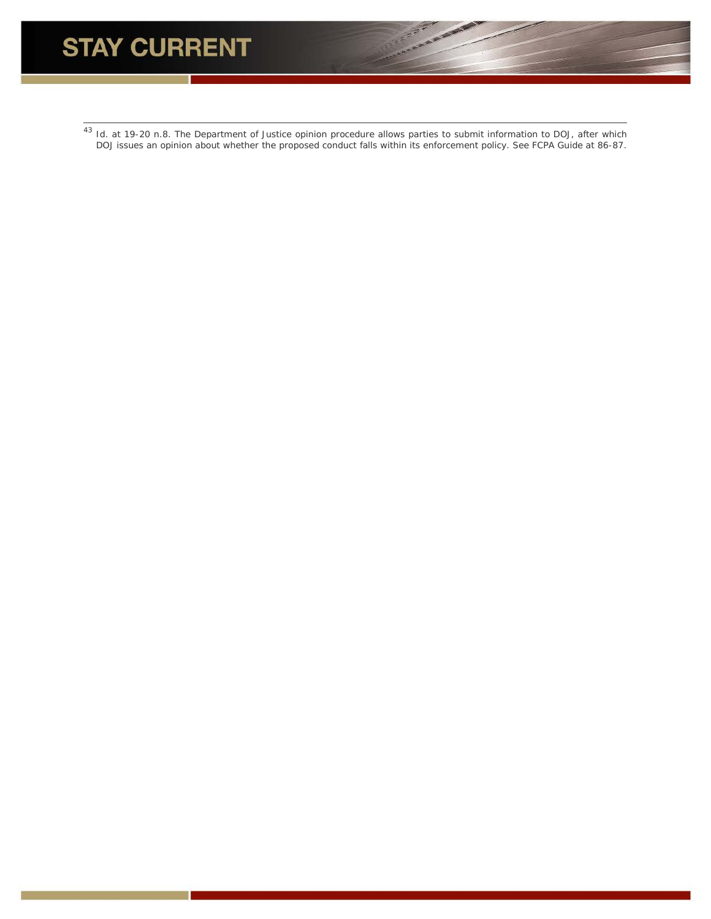[43] Id. at 19-20 n.8. The Department of Justice opinion procedure allows parties to submit information to DOJ, after which DOJ issues an opinion about whether the proposed conduct falls within its enforcement policy. See FCPA Guide at 86-87.